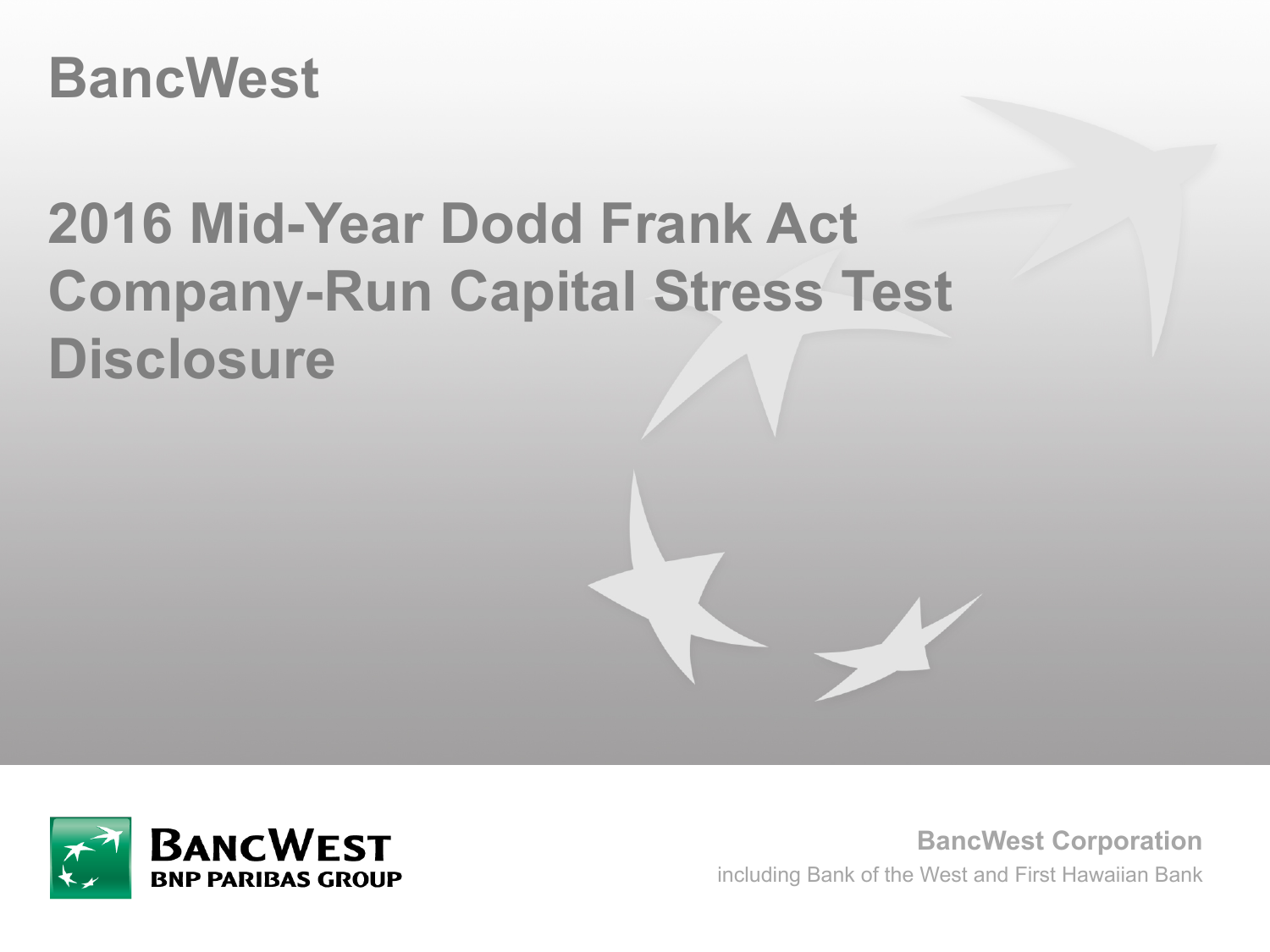BancWest

# 2016 Mid-Year Dodd Frank Act Company-Run Capital Stress Test Disclosure

**BANCWEST**
**BNP PARIBAS GROUP**

**BancWest Corporation**

including Bank of the West and First Hawaiian Bank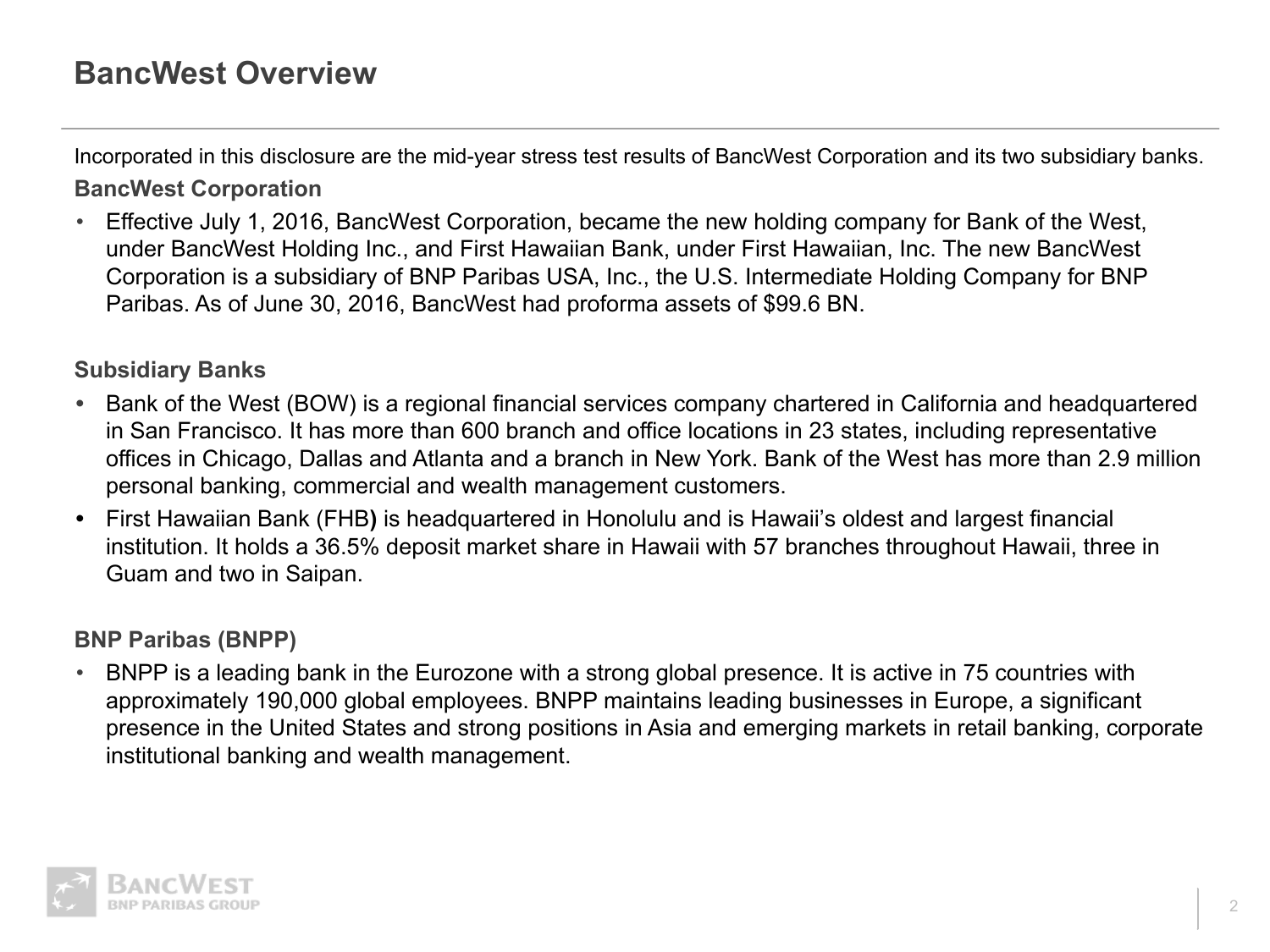# BancWest Overview

Incorporated in this disclosure are the mid-year stress test results of BancWest Corporation and its two subsidiary banks.

### BancWest Corporation

- Effective July 1, 2016, BancWest Corporation, became the new holding company for Bank of the West, under BancWest Holding Inc., and First Hawaiian Bank, under First Hawaiian, Inc. The new BancWest Corporation is a subsidiary of BNP Paribas USA, Inc., the U.S. Intermediate Holding Company for BNP Paribas. As of June 30, 2016, BancWest had proforma assets of $99.6 BN.

### Subsidiary Banks

- Bank of the West (BOW) is a regional financial services company chartered in California and headquartered in San Francisco. It has more than 600 branch and office locations in 23 states, including representative offices in Chicago, Dallas and Atlanta and a branch in New York. Bank of the West has more than 2.9 million personal banking, commercial and wealth management customers.
- First Hawaiian Bank (FHB) is headquartered in Honolulu and is Hawaii's oldest and largest financial institution. It holds a 36.5% deposit market share in Hawaii with 57 branches throughout Hawaii, three in Guam and two in Saipan.

### BNP Paribas (BNPP)

- BNPP is a leading bank in the Eurozone with a strong global presence. It is active in 75 countries with approximately 190,000 global employees. BNPP maintains leading businesses in Europe, a significant presence in the United States and strong positions in Asia and emerging markets in retail banking, corporate institutional banking and wealth management.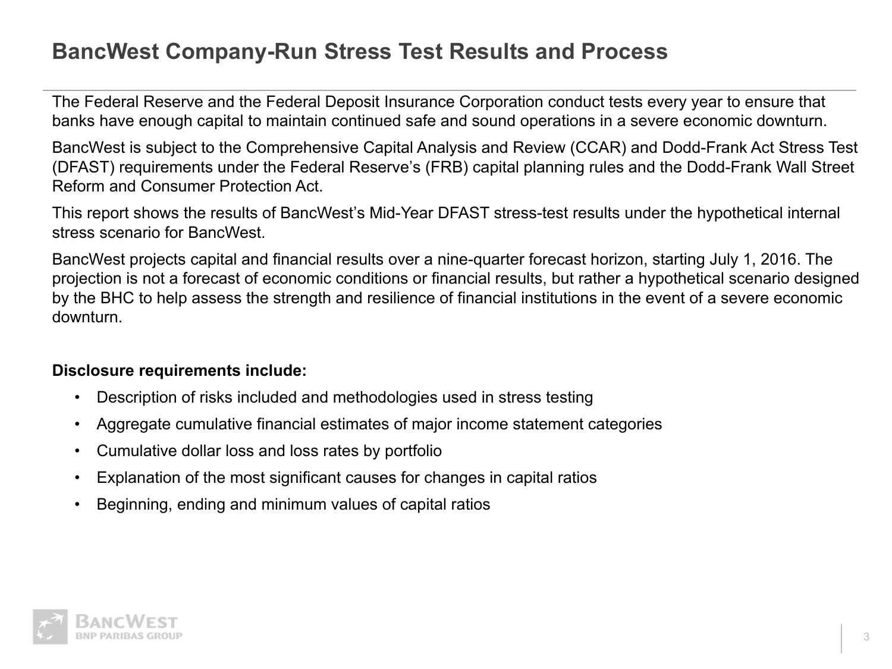# BancWest Company-Run Stress Test Results and Process

The Federal Reserve and the Federal Deposit Insurance Corporation conduct tests every year to ensure that banks have enough capital to maintain continued safe and sound operations in a severe economic downturn.

BancWest is subject to the Comprehensive Capital Analysis and Review (CCAR) and Dodd-Frank Act Stress Test (DFAST) requirements under the Federal Reserve's (FRB) capital planning rules and the Dodd-Frank Wall Street Reform and Consumer Protection Act.

This report shows the results of BancWest's Mid-Year DFAST stress-test results under the hypothetical internal stress scenario for BancWest.

BancWest projects capital and financial results over a nine-quarter forecast horizon, starting July 1, 2016. The projection is not a forecast of economic conditions or financial results, but rather a hypothetical scenario designed by the BHC to help assess the strength and resilience of financial institutions in the event of a severe economic downturn.

**Disclosure requirements include:**

- Description of risks included and methodologies used in stress testing
- Aggregate cumulative financial estimates of major income statement categories
- Cumulative dollar loss and loss rates by portfolio
- Explanation of the most significant causes for changes in capital ratios
- Beginning, ending and minimum values of capital ratios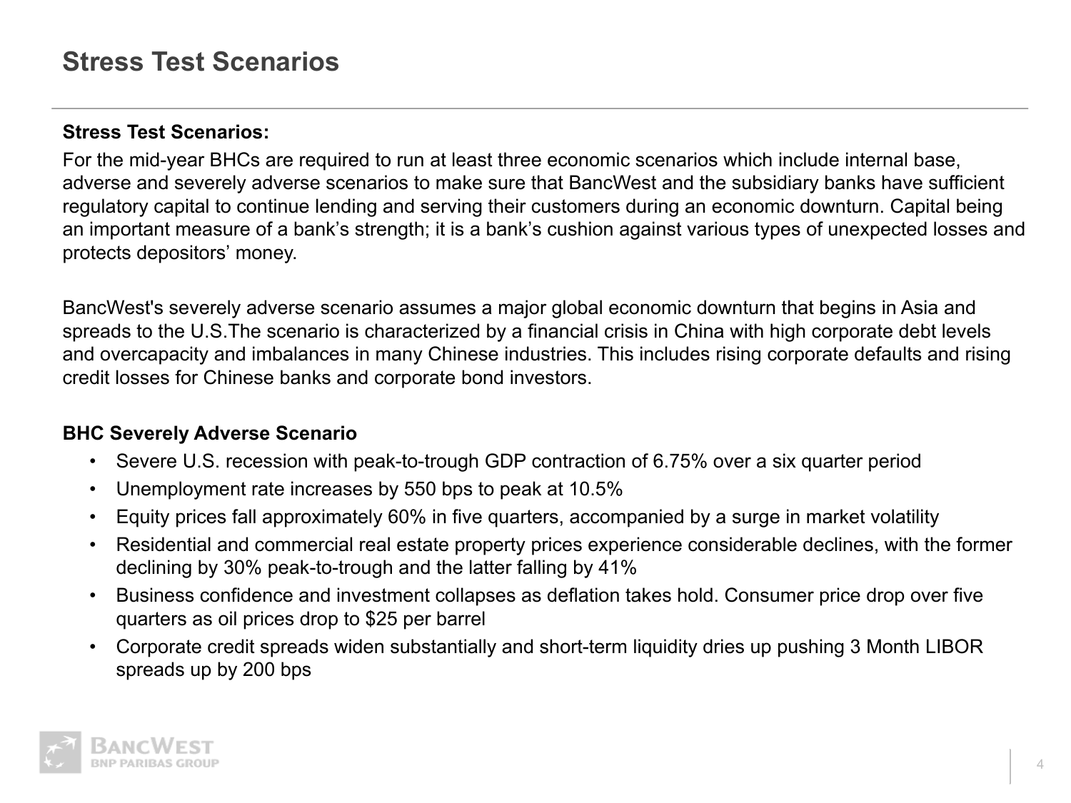# Stress Test Scenarios

**Stress Test Scenarios:**

For the mid-year BHCs are required to run at least three economic scenarios which include internal base, adverse and severely adverse scenarios to make sure that BancWest and the subsidiary banks have sufficient regulatory capital to continue lending and serving their customers during an economic downturn. Capital being an important measure of a bank's strength; it is a bank's cushion against various types of unexpected losses and protects depositors' money.

BancWest's severely adverse scenario assumes a major global economic downturn that begins in Asia and spreads to the U.S.The scenario is characterized by a financial crisis in China with high corporate debt levels and overcapacity and imbalances in many Chinese industries. This includes rising corporate defaults and rising credit losses for Chinese banks and corporate bond investors.

**BHC Severely Adverse Scenario**

- Severe U.S. recession with peak-to-trough GDP contraction of 6.75% over a six quarter period
- Unemployment rate increases by 550 bps to peak at 10.5%
- Equity prices fall approximately 60% in five quarters, accompanied by a surge in market volatility
- Residential and commercial real estate property prices experience considerable declines, with the former declining by 30% peak-to-trough and the latter falling by 41%
- Business confidence and investment collapses as deflation takes hold. Consumer price drop over five quarters as oil prices drop to $25 per barrel
- Corporate credit spreads widen substantially and short-term liquidity dries up pushing 3 Month LIBOR spreads up by 200 bps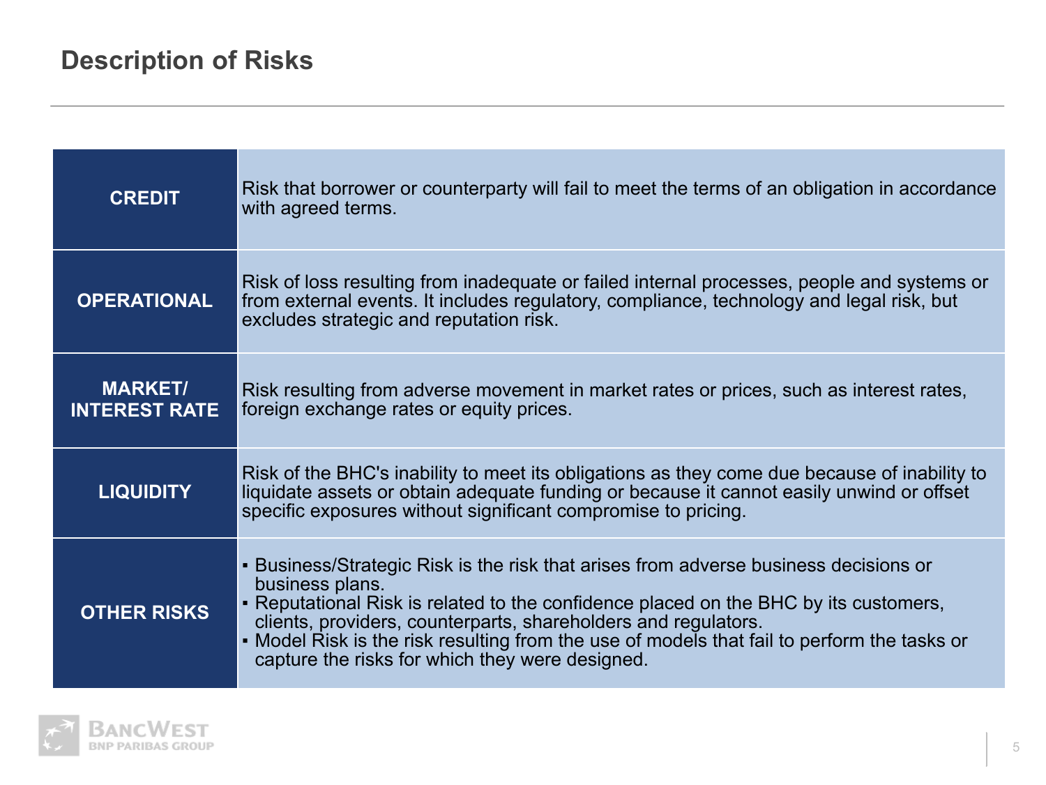# Description of Risks

| | |
|---|---|
| **CREDIT** | Risk that borrower or counterparty will fail to meet the terms of an obligation in accordance with agreed terms. |
| **OPERATIONAL** | Risk of loss resulting from inadequate or failed internal processes, people and systems or from external events. It includes regulatory, compliance, technology and legal risk, but excludes strategic and reputation risk. |
| **MARKET/ INTEREST RATE** | Risk resulting from adverse movement in market rates or prices, such as interest rates, foreign exchange rates or equity prices. |
| **LIQUIDITY** | Risk of the BHC's inability to meet its obligations as they come due because of inability to liquidate assets or obtain adequate funding or because it cannot easily unwind or offset specific exposures without significant compromise to pricing. |
| **OTHER RISKS** | ▪ Business/Strategic Risk is the risk that arises from adverse business decisions or business plans.<br>▪ Reputational Risk is related to the confidence placed on the BHC by its customers, clients, providers, counterparts, shareholders and regulators.<br>▪ Model Risk is the risk resulting from the use of models that fail to perform the tasks or capture the risks for which they were designed. |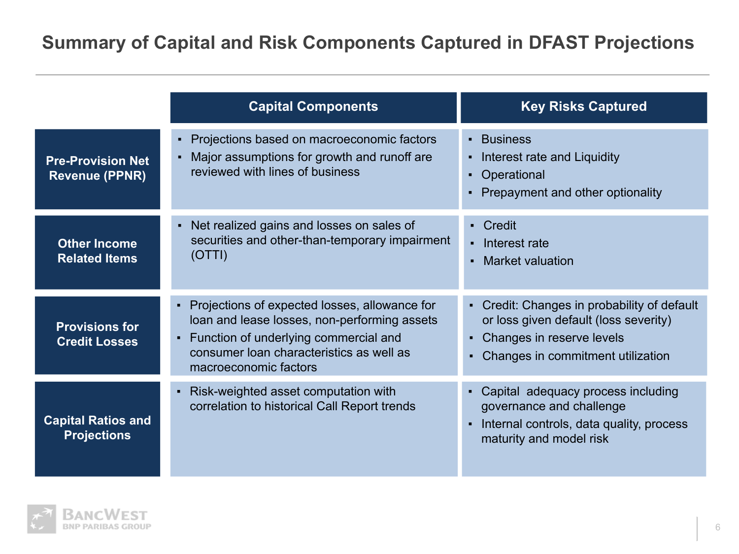# Summary of Capital and Risk Components Captured in DFAST Projections

| | Capital Components | Key Risks Captured |
|---|---|---|
| **Pre-Provision Net Revenue (PPNR)** | ▪ Projections based on macroeconomic factors<br>▪ Major assumptions for growth and runoff are reviewed with lines of business | ▪ Business<br>▪ Interest rate and Liquidity<br>▪ Operational<br>▪ Prepayment and other optionality |
| **Other Income Related Items** | ▪ Net realized gains and losses on sales of securities and other-than-temporary impairment (OTTI) | ▪ Credit<br>▪ Interest rate<br>▪ Market valuation |
| **Provisions for Credit Losses** | ▪ Projections of expected losses, allowance for loan and lease losses, non-performing assets<br>▪ Function of underlying commercial and consumer loan characteristics as well as macroeconomic factors | ▪ Credit: Changes in probability of default or loss given default (loss severity)<br>▪ Changes in reserve levels<br>▪ Changes in commitment utilization |
| **Capital Ratios and Projections** | ▪ Risk-weighted asset computation with correlation to historical Call Report trends | ▪ Capital adequacy process including governance and challenge<br>▪ Internal controls, data quality, process maturity and model risk |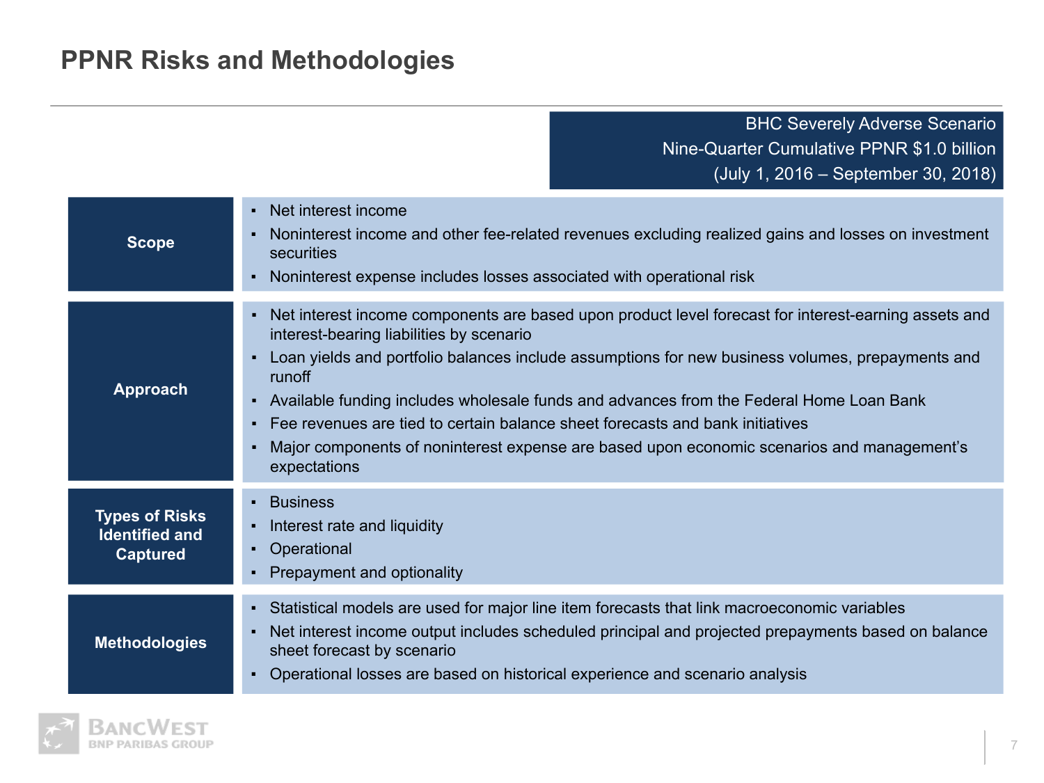# PPNR Risks and Methodologies

**BHC Severely Adverse Scenario**
**Nine-Quarter Cumulative PPNR $1.0 billion**
**(July 1, 2016 – September 30, 2018)**

| | |
|---|---|
| **Scope** | ▪ Net interest income<br>▪ Noninterest income and other fee-related revenues excluding realized gains and losses on investment securities<br>▪ Noninterest expense includes losses associated with operational risk |
| **Approach** | ▪ Net interest income components are based upon product level forecast for interest-earning assets and interest-bearing liabilities by scenario<br>▪ Loan yields and portfolio balances include assumptions for new business volumes, prepayments and runoff<br>▪ Available funding includes wholesale funds and advances from the Federal Home Loan Bank<br>▪ Fee revenues are tied to certain balance sheet forecasts and bank initiatives<br>▪ Major components of noninterest expense are based upon economic scenarios and management's expectations |
| **Types of Risks Identified and Captured** | ▪ Business<br>▪ Interest rate and liquidity<br>▪ Operational<br>▪ Prepayment and optionality |
| **Methodologies** | ▪ Statistical models are used for major line item forecasts that link macroeconomic variables<br>▪ Net interest income output includes scheduled principal and projected prepayments based on balance sheet forecast by scenario<br>▪ Operational losses are based on historical experience and scenario analysis |

BancWest
BNP Paribas Group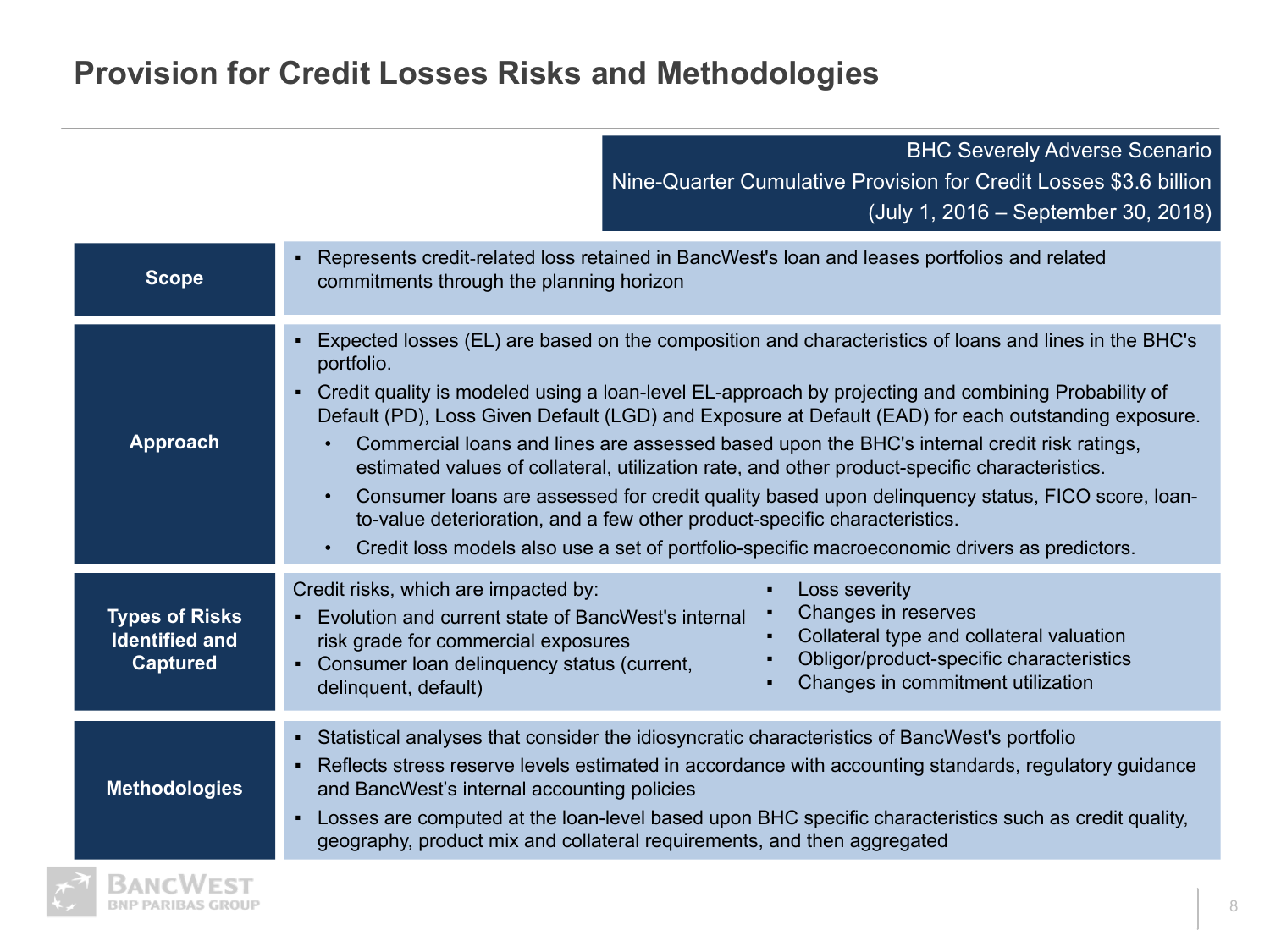# Provision for Credit Losses Risks and Methodologies

**BHC Severely Adverse Scenario**
**Nine-Quarter Cumulative Provision for Credit Losses $3.6 billion**
**(July 1, 2016 – September 30, 2018)**

| | |
|---|---|
| **Scope** | ▪ Represents credit-related loss retained in BancWest's loan and leases portfolios and related commitments through the planning horizon |
| **Approach** | ▪ Expected losses (EL) are based on the composition and characteristics of loans and lines in the BHC's portfolio.<br>▪ Credit quality is modeled using a loan-level EL-approach by projecting and combining Probability of Default (PD), Loss Given Default (LGD) and Exposure at Default (EAD) for each outstanding exposure.<br>• Commercial loans and lines are assessed based upon the BHC's internal credit risk ratings, estimated values of collateral, utilization rate, and other product-specific characteristics.<br>• Consumer loans are assessed for credit quality based upon delinquency status, FICO score, loan-to-value deterioration, and a few other product-specific characteristics.<br>• Credit loss models also use a set of portfolio-specific macroeconomic drivers as predictors. |
| **Types of Risks Identified and Captured** | Credit risks, which are impacted by:<br>▪ Evolution and current state of BancWest's internal risk grade for commercial exposures<br>▪ Consumer loan delinquency status (current, delinquent, default)<br>▪ Loss severity<br>▪ Changes in reserves<br>▪ Collateral type and collateral valuation<br>▪ Obligor/product-specific characteristics<br>▪ Changes in commitment utilization |
| **Methodologies** | ▪ Statistical analyses that consider the idiosyncratic characteristics of BancWest's portfolio<br>▪ Reflects stress reserve levels estimated in accordance with accounting standards, regulatory guidance and BancWest's internal accounting policies<br>▪ Losses are computed at the loan-level based upon BHC specific characteristics such as credit quality, geography, product mix and collateral requirements, and then aggregated |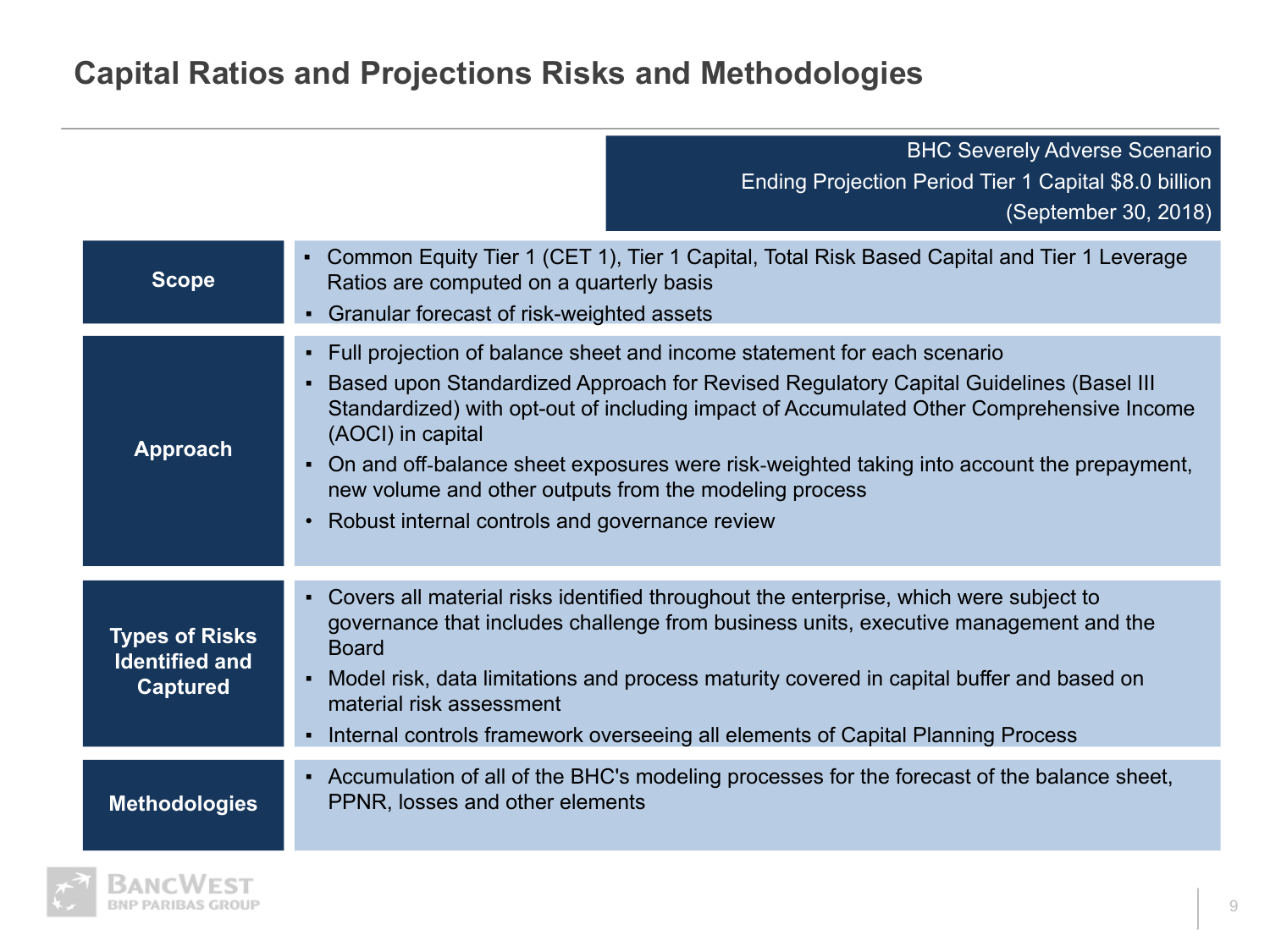# Capital Ratios and Projections Risks and Methodologies

BHC Severely Adverse Scenario
Ending Projection Period Tier 1 Capital $8.0 billion
(September 30, 2018)

| | |
|---|---|
| **Scope** | ▪ Common Equity Tier 1 (CET 1), Tier 1 Capital, Total Risk Based Capital and Tier 1 Leverage Ratios are computed on a quarterly basis<br>▪ Granular forecast of risk-weighted assets |
| **Approach** | ▪ Full projection of balance sheet and income statement for each scenario<br>▪ Based upon Standardized Approach for Revised Regulatory Capital Guidelines (Basel III Standardized) with opt-out of including impact of Accumulated Other Comprehensive Income (AOCI) in capital<br>▪ On and off-balance sheet exposures were risk-weighted taking into account the prepayment, new volume and other outputs from the modeling process<br>• Robust internal controls and governance review |
| **Types of Risks Identified and Captured** | ▪ Covers all material risks identified throughout the enterprise, which were subject to governance that includes challenge from business units, executive management and the Board<br>▪ Model risk, data limitations and process maturity covered in capital buffer and based on material risk assessment<br>▪ Internal controls framework overseeing all elements of Capital Planning Process |
| **Methodologies** | ▪ Accumulation of all of the BHC's modeling processes for the forecast of the balance sheet, PPNR, losses and other elements |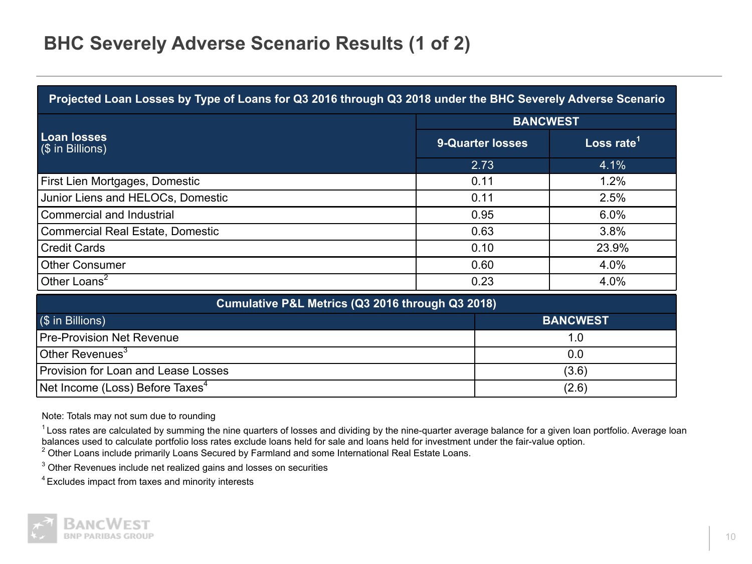# BHC Severely Adverse Scenario Results (1 of 2)

| Projected Loan Losses by Type of Loans for Q3 2016 through Q3 2018 under the BHC Severely Adverse Scenario | | |
|---|---|---|
| **Loan losses** ($ in Billions) | **BANCWEST** | |
| | **9-Quarter losses** | **Loss rate[1]** |
| | 2.73 | 4.1% |
| First Lien Mortgages, Domestic | 0.11 | 1.2% |
| Junior Liens and HELOCs, Domestic | 0.11 | 2.5% |
| Commercial and Industrial | 0.95 | 6.0% |
| Commercial Real Estate, Domestic | 0.63 | 3.8% |
| Credit Cards | 0.10 | 23.9% |
| Other Consumer | 0.60 | 4.0% |
| Other Loans[2] | 0.23 | 4.0% |

| Cumulative P&L Metrics (Q3 2016 through Q3 2018) | |
|---|---|
| ($ in Billions) | **BANCWEST** |
| Pre-Provision Net Revenue | 1.0 |
| Other Revenues[3] | 0.0 |
| Provision for Loan and Lease Losses | (3.6) |
| Net Income (Loss) Before Taxes[4] | (2.6) |

Note: Totals may not sum due to rounding

[1] Loss rates are calculated by summing the nine quarters of losses and dividing by the nine-quarter average balance for a given loan portfolio. Average loan balances used to calculate portfolio loss rates exclude loans held for sale and loans held for investment under the fair-value option.

[2] Other Loans include primarily Loans Secured by Farmland and some International Real Estate Loans.

[3] Other Revenues include net realized gains and losses on securities

[4] Excludes impact from taxes and minority interests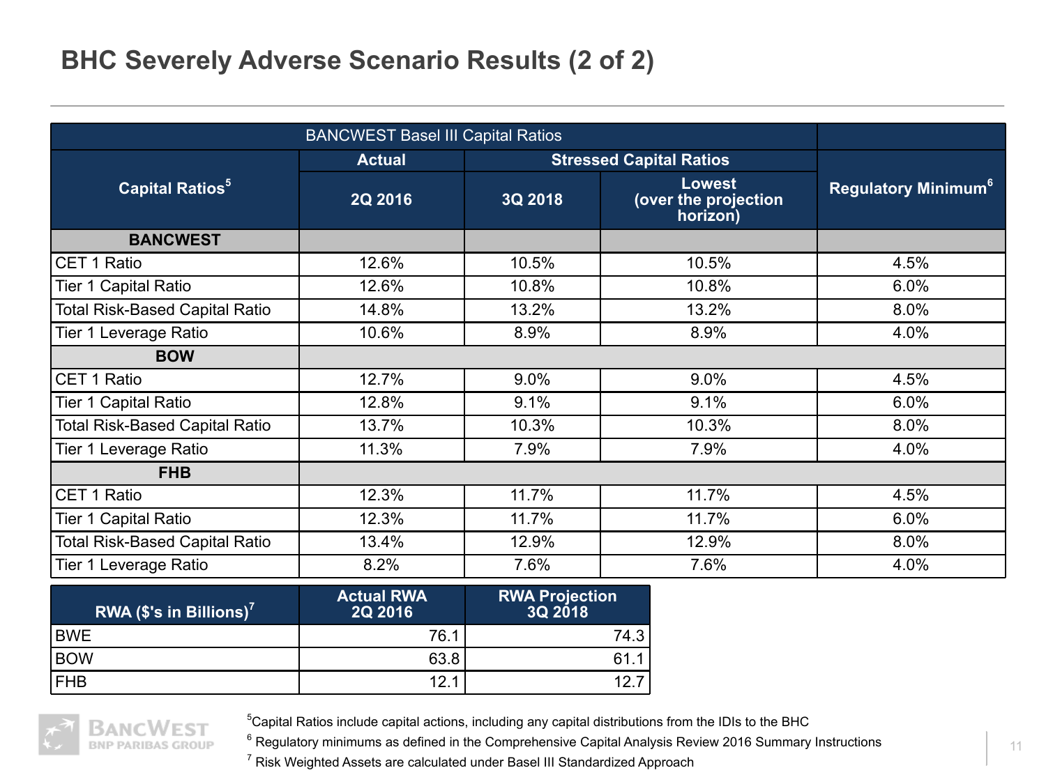# BHC Severely Adverse Scenario Results (2 of 2)

| BANCWEST Basel III Capital Ratios | | | | |
|---|---|---|---|---|
| Capital Ratios[5] | Actual | Stressed Capital Ratios | | Regulatory Minimum[6] |
| | 2Q 2016 | 3Q 2018 | Lowest (over the projection horizon) | |
| **BANCWEST** | | | | |
| CET 1 Ratio | 12.6% | 10.5% | 10.5% | 4.5% |
| Tier 1 Capital Ratio | 12.6% | 10.8% | 10.8% | 6.0% |
| Total Risk-Based Capital Ratio | 14.8% | 13.2% | 13.2% | 8.0% |
| Tier 1 Leverage Ratio | 10.6% | 8.9% | 8.9% | 4.0% |
| **BOW** | | | | |
| CET 1 Ratio | 12.7% | 9.0% | 9.0% | 4.5% |
| Tier 1 Capital Ratio | 12.8% | 9.1% | 9.1% | 6.0% |
| Total Risk-Based Capital Ratio | 13.7% | 10.3% | 10.3% | 8.0% |
| Tier 1 Leverage Ratio | 11.3% | 7.9% | 7.9% | 4.0% |
| **FHB** | | | | |
| CET 1 Ratio | 12.3% | 11.7% | 11.7% | 4.5% |
| Tier 1 Capital Ratio | 12.3% | 11.7% | 11.7% | 6.0% |
| Total Risk-Based Capital Ratio | 13.4% | 12.9% | 12.9% | 8.0% |
| Tier 1 Leverage Ratio | 8.2% | 7.6% | 7.6% | 4.0% |

| RWA ($'s in Billions)[7] | Actual RWA 2Q 2016 | RWA Projection 3Q 2018 |
|---|---|---|
| BWE | 76.1 | 74.3 |
| BOW | 63.8 | 61.1 |
| FHB | 12.1 | 12.7 |

[5] Capital Ratios include capital actions, including any capital distributions from the IDIs to the BHC

[6] Regulatory minimums as defined in the Comprehensive Capital Analysis Review 2016 Summary Instructions

[7] Risk Weighted Assets are calculated under Basel III Standardized Approach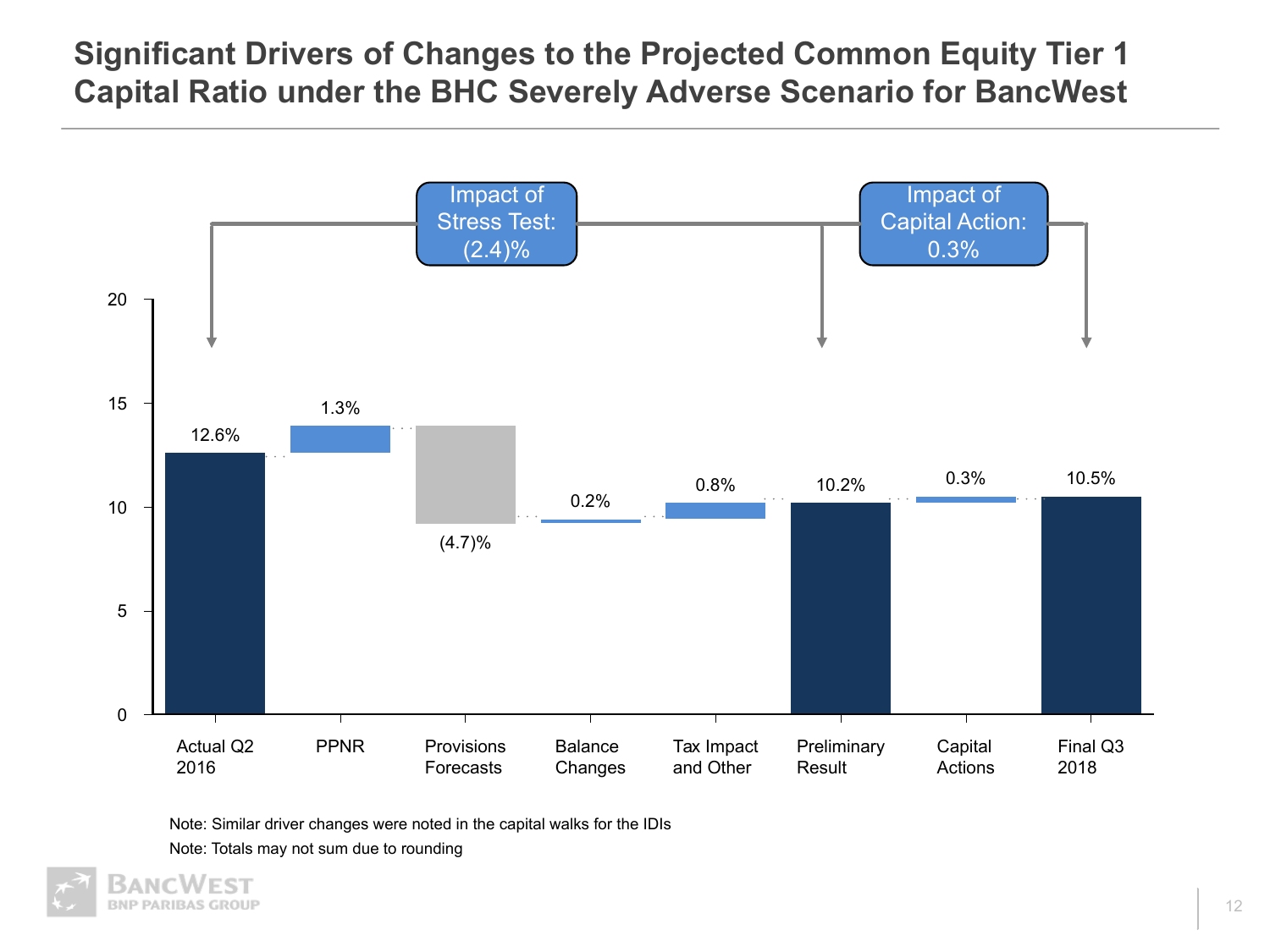# Significant Drivers of Changes to the Projected Common Equity Tier 1 Capital Ratio under the BHC Severely Adverse Scenario for BancWest

Impact of Stress Test: (2.4)%

Impact of Capital Action: 0.3%

| Driver | Value |
|---|---|
| Actual Q2 2016 | 12.6% |
| PPNR | 1.3% |
| Provisions Forecasts | (4.7)% |
| Balance Changes | 0.2% |
| Tax Impact and Other | 0.8% |
| Preliminary Result | 10.2% |
| Capital Actions | 0.3% |
| Final Q3 2018 | 10.5% |

Note: Similar driver changes were noted in the capital walks for the IDIs

Note: Totals may not sum due to rounding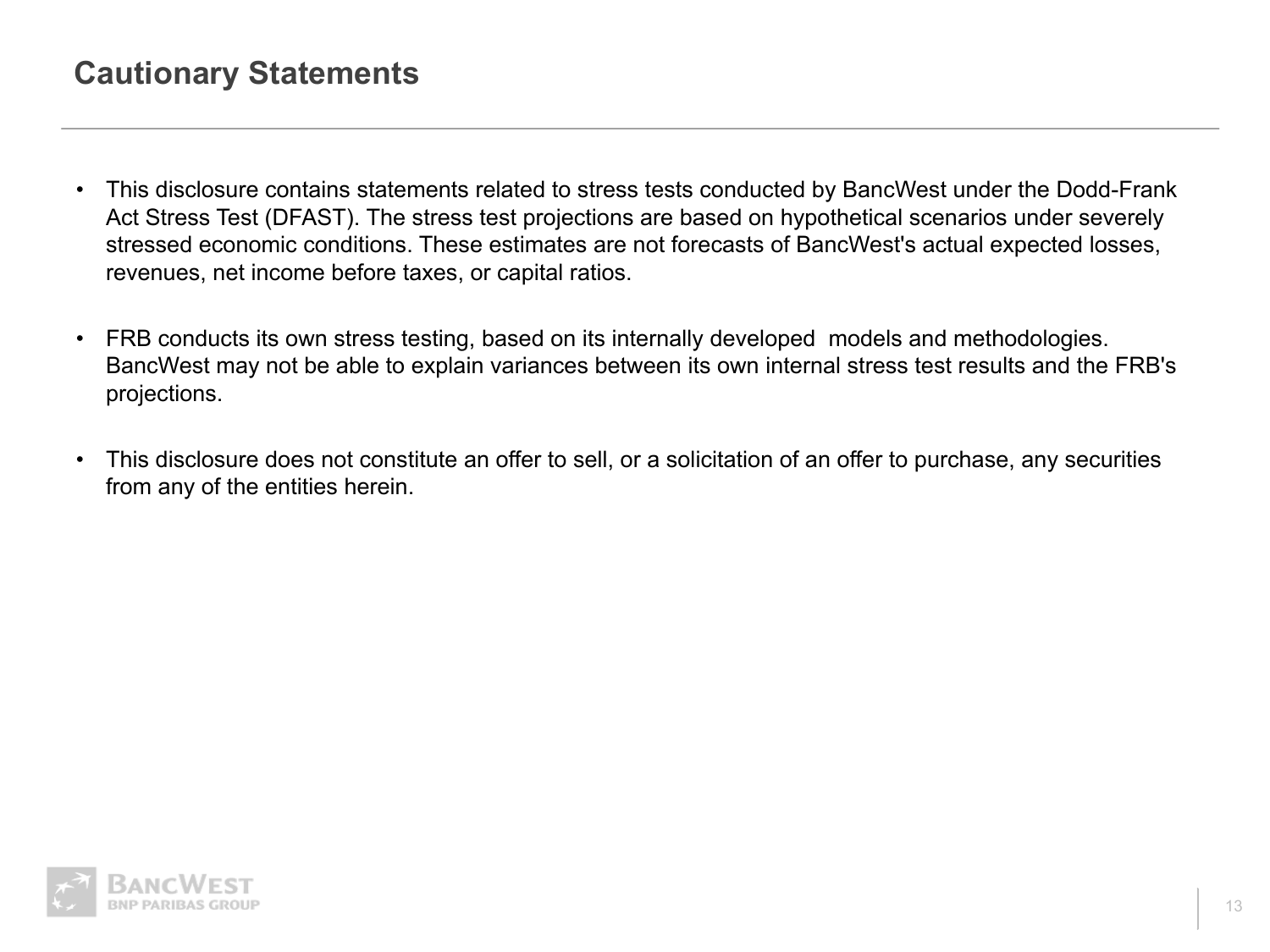# Cautionary Statements

- This disclosure contains statements related to stress tests conducted by BancWest under the Dodd-Frank Act Stress Test (DFAST). The stress test projections are based on hypothetical scenarios under severely stressed economic conditions. These estimates are not forecasts of BancWest's actual expected losses, revenues, net income before taxes, or capital ratios.

- FRB conducts its own stress testing, based on its internally developed models and methodologies. BancWest may not be able to explain variances between its own internal stress test results and the FRB's projections.

- This disclosure does not constitute an offer to sell, or a solicitation of an offer to purchase, any securities from any of the entities herein.